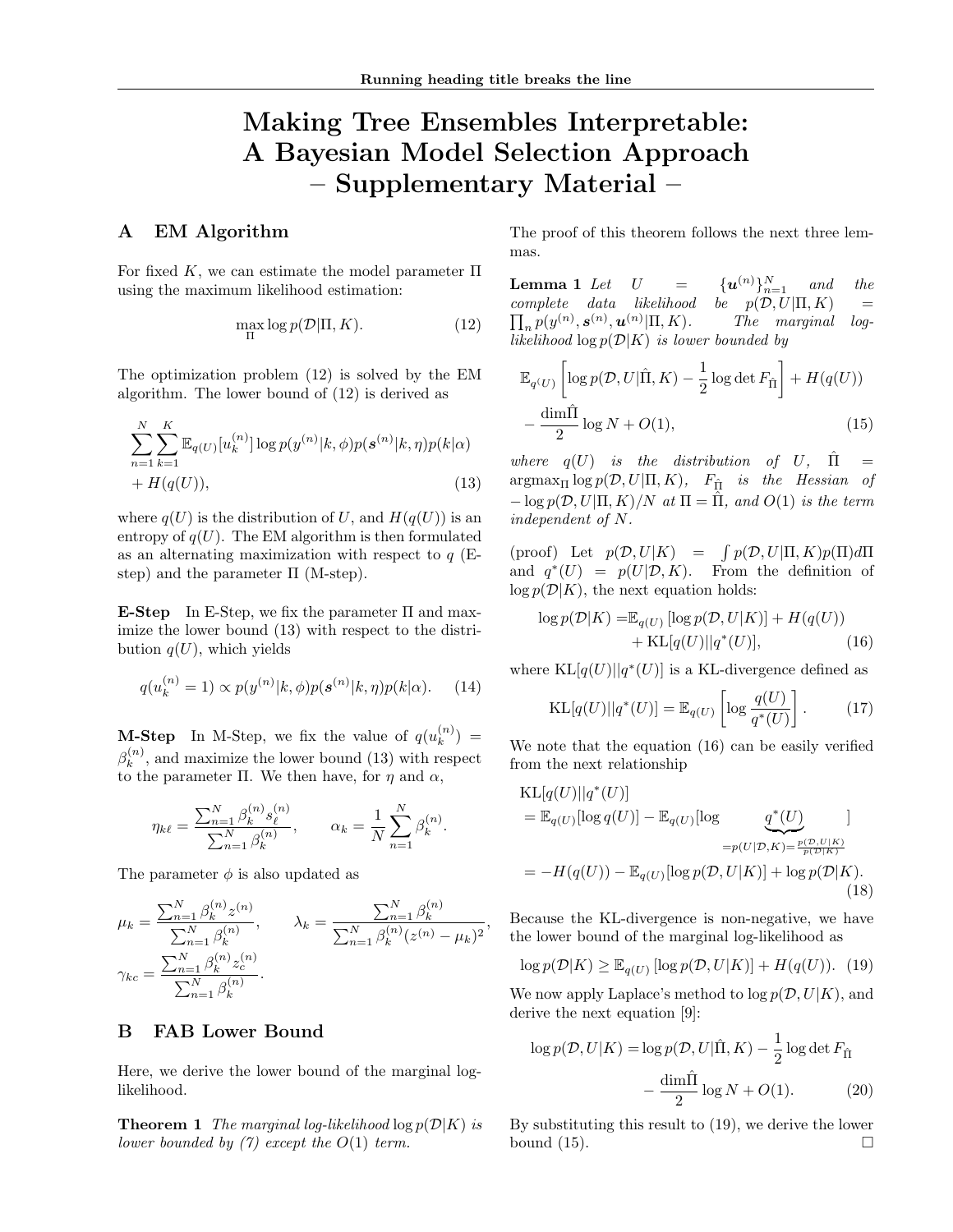# Making Tree Ensembles Interpretable: A Bayesian Model Selection Approach – Supplementary Material –

## A EM Algorithm

For fixed $K$, we can estimate the model parameter $\Pi$ using the maximum likelihood estimation:

$$\max_{\Pi} \log p(\mathcal{D}|\Pi, K). \tag{12}$$

The optimization problem (12) is solved by the EM algorithm. The lower bound of (12) is derived as

$$\sum_{n=1}^{N} \sum_{k=1}^{K} \mathbb{E}_{q(U)}[u_k^{(n)}] \log p(y^{(n)}|k, \phi) p(\boldsymbol{s}^{(n)}|k, \eta) p(k|\alpha) + H(q(U)), \tag{13}$$

where $q(U)$ is the distribution of $U$, and $H(q(U))$ is an entropy of $q(U)$. The EM algorithm is then formulated as an alternating maximization with respect to $q$ (E-step) and the parameter $\Pi$ (M-step).

**E-Step** In E-Step, we fix the parameter $\Pi$ and maximize the lower bound (13) with respect to the distribution $q(U)$, which yields

$$q(u_k^{(n)} = 1) \propto p(y^{(n)}|k, \phi) p(\boldsymbol{s}^{(n)}|k, \eta) p(k|\alpha). \tag{14}$$

**M-Step** In M-Step, we fix the value of $q(u_k^{(n)}) = \beta_k^{(n)}$, and maximize the lower bound (13) with respect to the parameter $\Pi$. We then have, for $\eta$ and $\alpha$,

$$\eta_{k\ell} = \frac{\sum_{n=1}^{N} \beta_k^{(n)} s_\ell^{(n)}}{\sum_{n=1}^{N} \beta_k^{(n)}}, \qquad \alpha_k = \frac{1}{N} \sum_{n=1}^{N} \beta_k^{(n)}.$$

The parameter $\phi$ is also updated as

$$\mu_k = \frac{\sum_{n=1}^{N} \beta_k^{(n)} z^{(n)}}{\sum_{n=1}^{N} \beta_k^{(n)}}, \qquad \lambda_k = \frac{\sum_{n=1}^{N} \beta_k^{(n)}}{\sum_{n=1}^{N} \beta_k^{(n)} (z^{(n)} - \mu_k)^2},$$

$$\gamma_{kc} = \frac{\sum_{n=1}^{N} \beta_k^{(n)} z_c^{(n)}}{\sum_{n=1}^{N} \beta_k^{(n)}}.$$

## B FAB Lower Bound

Here, we derive the lower bound of the marginal log-likelihood.

**Theorem 1** *The marginal log-likelihood $\log p(\mathcal{D}|K)$ is lower bounded by (7) except the $O(1)$ term.*

The proof of this theorem follows the next three lemmas.

**Lemma 1** *Let $U = \{\boldsymbol{u}^{(n)}\}_{n=1}^{N}$ and the complete data likelihood be $p(\mathcal{D}, U|\Pi, K) = \prod_n p(y^{(n)}, \boldsymbol{s}^{(n)}, \boldsymbol{u}^{(n)}|\Pi, K)$. The marginal log-likelihood $\log p(\mathcal{D}|K)$ is lower bounded by*

$$\mathbb{E}_{q(U)} \left[ \log p(\mathcal{D}, U|\hat{\Pi}, K) - \frac{1}{2} \log \det F_{\hat{\Pi}} \right] + H(q(U)) - \frac{\dim \hat{\Pi}}{2} \log N + O(1), \tag{15}$$

*where $q(U)$ is the distribution of $U$, $\hat{\Pi} = \mathrm{argmax}_{\Pi} \log p(\mathcal{D}, U|\Pi, K)$, $F_{\hat{\Pi}}$ is the Hessian of $-\log p(\mathcal{D}, U|\Pi, K)/N$ at $\Pi = \hat{\Pi}$, and $O(1)$ is the term independent of $N$.*

(proof) Let $p(\mathcal{D}, U|K) = \int p(\mathcal{D}, U|\Pi, K) p(\Pi) d\Pi$ and $q^*(U) = p(U|\mathcal{D}, K)$. From the definition of $\log p(\mathcal{D}|K)$, the next equation holds:

$$\log p(\mathcal{D}|K) = \mathbb{E}_{q(U)} [\log p(\mathcal{D}, U|K)] + H(q(U)) + \mathrm{KL}[q(U)||q^*(U)], \tag{16}$$

where $\mathrm{KL}[q(U)||q^*(U)]$ is a KL-divergence defined as

$$\mathrm{KL}[q(U)||q^*(U)] = \mathbb{E}_{q(U)} \left[ \log \frac{q(U)}{q^*(U)} \right]. \tag{17}$$

We note that the equation (16) can be easily verified from the next relationship

$$\begin{aligned}
&\mathrm{KL}[q(U)||q^*(U)] \\
&= \mathbb{E}_{q(U)}[\log q(U)] - \mathbb{E}_{q(U)}[\log \underbrace{q^*(U)}_{= p(U|\mathcal{D}, K) = \frac{p(\mathcal{D}, U|K)}{p(\mathcal{D}|K)}}] \\
&= -H(q(U)) - \mathbb{E}_{q(U)}[\log p(\mathcal{D}, U|K)] + \log p(\mathcal{D}|K).
\end{aligned} \tag{18}$$

Because the KL-divergence is non-negative, we have the lower bound of the marginal log-likelihood as

$$\log p(\mathcal{D}|K) \geq \mathbb{E}_{q(U)} [\log p(\mathcal{D}, U|K)] + H(q(U)). \tag{19}$$

We now apply Laplace's method to $\log p(\mathcal{D}, U|K)$, and derive the next equation [9]:

$$\log p(\mathcal{D}, U|K) = \log p(\mathcal{D}, U|\hat{\Pi}, K) - \frac{1}{2} \log \det F_{\hat{\Pi}} - \frac{\dim \hat{\Pi}}{2} \log N + O(1). \tag{20}$$

By substituting this result to (19), we derive the lower bound (15). $\square$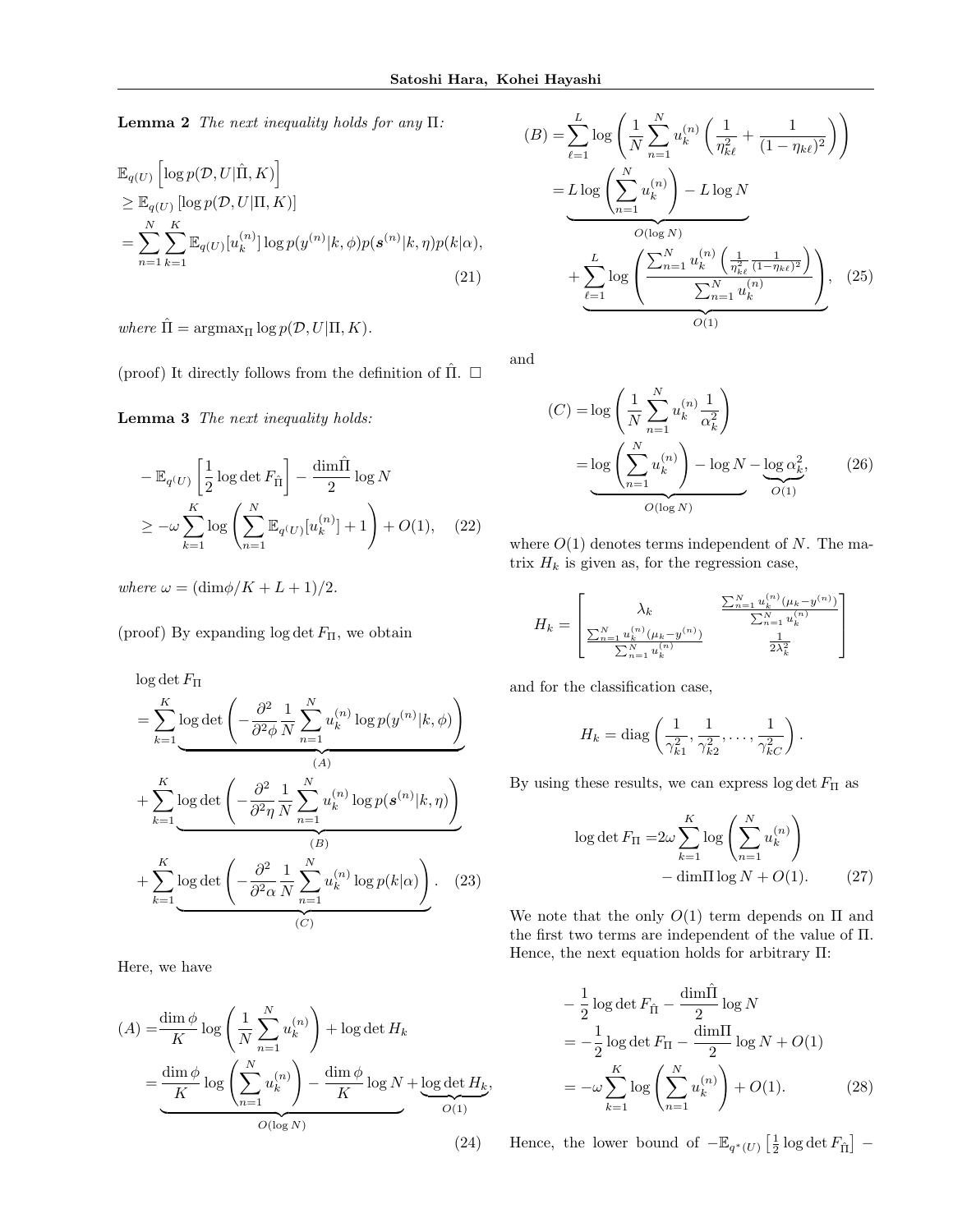**Lemma 2** *The next inequality holds for any* $\Pi$*:*

$$
\begin{aligned}
&\mathbb{E}_{q(U)}\left[\log p(\mathcal{D}, U|\hat{\Pi}, K)\right] \\
&\geq \mathbb{E}_{q(U)}\left[\log p(\mathcal{D}, U|\Pi, K)\right] \\
&= \sum_{n=1}^{N}\sum_{k=1}^{K} \mathbb{E}_{q(U)}[u_k^{(n)}] \log p(y^{(n)}|k, \phi) p(\boldsymbol{s}^{(n)}|k, \eta) p(k|\alpha),
\end{aligned}
\tag{21}
$$

*where* $\hat{\Pi} = \mathrm{argmax}_{\Pi} \log p(\mathcal{D}, U|\Pi, K)$.

(proof) It directly follows from the definition of $\hat{\Pi}$. $\square$

**Lemma 3** *The next inequality holds:*

$$
\begin{aligned}
&-\mathbb{E}_{q(U)}\left[\frac{1}{2}\log\det F_{\hat{\Pi}}\right] - \frac{\dim\hat{\Pi}}{2}\log N \\
&\geq -\omega \sum_{k=1}^{K} \log\left(\sum_{n=1}^{N} \mathbb{E}_{q(U)}[u_k^{(n)}] + 1\right) + O(1),
\end{aligned}
\tag{22}
$$

*where* $\omega = (\dim\phi/K + L + 1)/2$.

(proof) By expanding $\log\det F_{\Pi}$, we obtain

$$
\begin{aligned}
&\log\det F_{\Pi} \\
&= \sum_{k=1}^{K} \underbrace{\log\det\left(-\frac{\partial^2}{\partial^2\phi}\frac{1}{N}\sum_{n=1}^{N} u_k^{(n)} \log p(y^{(n)}|k, \phi)\right)}_{(A)} \\
&+ \sum_{k=1}^{K} \underbrace{\log\det\left(-\frac{\partial^2}{\partial^2\eta}\frac{1}{N}\sum_{n=1}^{N} u_k^{(n)} \log p(\boldsymbol{s}^{(n)}|k, \eta)\right)}_{(B)} \\
&+ \sum_{k=1}^{K} \underbrace{\log\det\left(-\frac{\partial^2}{\partial^2\alpha}\frac{1}{N}\sum_{n=1}^{N} u_k^{(n)} \log p(k|\alpha)\right)}_{(C)}.
\end{aligned}
\tag{23}
$$

Here, we have

$$
\begin{aligned}
(A) &= \frac{\dim\phi}{K}\log\left(\frac{1}{N}\sum_{n=1}^{N} u_k^{(n)}\right) + \log\det H_k \\
&= \underbrace{\frac{\dim\phi}{K}\log\left(\sum_{n=1}^{N} u_k^{(n)}\right) - \frac{\dim\phi}{K}\log N}_{O(\log N)} + \underbrace{\log\det H_k}_{O(1)},
\end{aligned}
\tag{24}
$$

$$
\begin{aligned}
(B) &= \sum_{\ell=1}^{L} \log\left(\frac{1}{N}\sum_{n=1}^{N} u_k^{(n)}\left(\frac{1}{\eta_{k\ell}^2} + \frac{1}{(1-\eta_{k\ell})^2}\right)\right) \\
&= \underbrace{L\log\left(\sum_{n=1}^{N} u_k^{(n)}\right) - L\log N}_{O(\log N)} \\
&\quad + \underbrace{\sum_{\ell=1}^{L}\log\left(\frac{\sum_{n=1}^{N} u_k^{(n)}\left(\frac{1}{\eta_{k\ell}^2}\frac{1}{(1-\eta_{k\ell})^2}\right)}{\sum_{n=1}^{N} u_k^{(n)}}\right)}_{O(1)},
\end{aligned}
\tag{25}
$$

and

$$
\begin{aligned}
(C) &= \log\left(\frac{1}{N}\sum_{n=1}^{N} u_k^{(n)}\frac{1}{\alpha_k^2}\right) \\
&= \underbrace{\log\left(\sum_{n=1}^{N} u_k^{(n)}\right) - \log N}_{O(\log N)} - \underbrace{\log\alpha_k^2}_{O(1)},
\end{aligned}
\tag{26}
$$

where $O(1)$ denotes terms independent of $N$. The matrix $H_k$ is given as, for the regression case,

$$
H_k = \begin{bmatrix} \lambda_k & \frac{\sum_{n=1}^{N} u_k^{(n)}(\mu_k - y^{(n)})}{\sum_{n=1}^{N} u_k^{(n)}} \\ \frac{\sum_{n=1}^{N} u_k^{(n)}(\mu_k - y^{(n)})}{\sum_{n=1}^{N} u_k^{(n)}} & \frac{1}{2\lambda_k^2} \end{bmatrix}
$$

and for the classification case,

$$
H_k = \mathrm{diag}\left(\frac{1}{\gamma_{k1}^2}, \frac{1}{\gamma_{k2}^2}, \ldots, \frac{1}{\gamma_{kC}^2}\right).
$$

By using these results, we can express $\log\det F_{\Pi}$ as

$$
\begin{aligned}
\log\det F_{\Pi} =& 2\omega\sum_{k=1}^{K}\log\left(\sum_{n=1}^{N} u_k^{(n)}\right) \\
&- \dim\Pi\log N + O(1).
\end{aligned}
\tag{27}
$$

We note that the only $O(1)$ term depends on $\Pi$ and the first two terms are independent of the value of $\Pi$. Hence, the next equation holds for arbitrary $\Pi$:

$$
\begin{aligned}
&-\frac{1}{2}\log\det F_{\hat{\Pi}} - \frac{\dim\hat{\Pi}}{2}\log N \\
&= -\frac{1}{2}\log\det F_{\Pi} - \frac{\dim\Pi}{2}\log N + O(1) \\
&= -\omega\sum_{k=1}^{K}\log\left(\sum_{n=1}^{N} u_k^{(n)}\right) + O(1).
\end{aligned}
\tag{28}
$$

Hence, the lower bound of $-\mathbb{E}_{q^*(U)}\left[\frac{1}{2}\log\det F_{\hat{\Pi}}\right] -$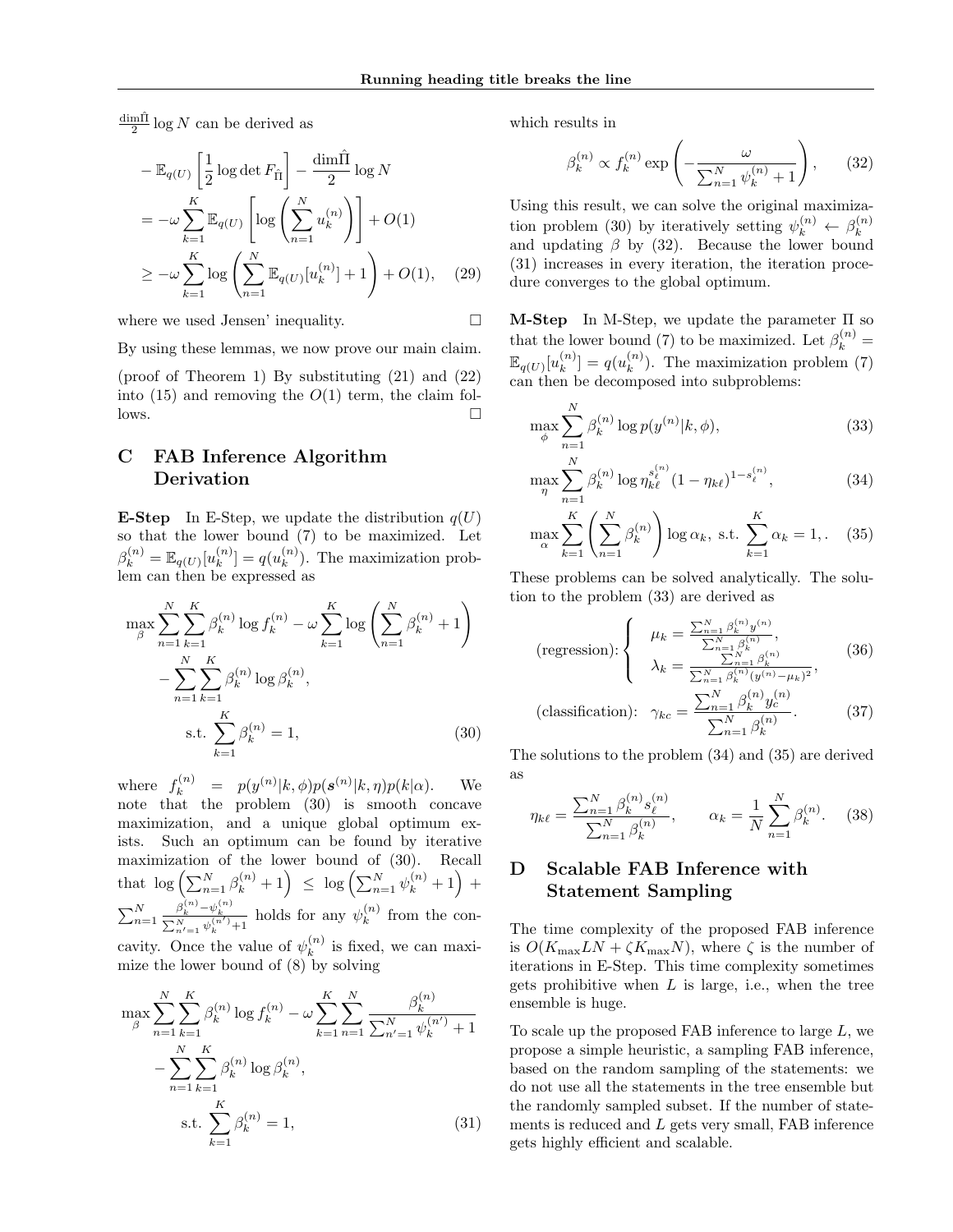$\frac{\dim \hat{\Pi}}{2} \log N$ can be derived as

$$
\begin{aligned}
&- \mathbb{E}_{q(U)}\left[\frac{1}{2}\log\det F_{\hat{\Pi}}\right] - \frac{\dim\hat{\Pi}}{2}\log N \\
&= -\omega \sum_{k=1}^{K} \mathbb{E}_{q(U)}\left[\log\left(\sum_{n=1}^{N} u_k^{(n)}\right)\right] + O(1) \\
&\geq -\omega \sum_{k=1}^{K} \log\left(\sum_{n=1}^{N} \mathbb{E}_{q(U)}[u_k^{(n)}] + 1\right) + O(1), \quad (29)
\end{aligned}
$$

where we used Jensen' inequality. □

By using these lemmas, we now prove our main claim.

(proof of Theorem 1) By substituting (21) and (22) into (15) and removing the $O(1)$ term, the claim follows. □

## C FAB Inference Algorithm Derivation

**E-Step** In E-Step, we update the distribution $q(U)$ so that the lower bound (7) to be maximized. Let $\beta_k^{(n)} = \mathbb{E}_{q(U)}[u_k^{(n)}] = q(u_k^{(n)})$. The maximization problem can then be expressed as

$$
\begin{aligned}
\max_{\beta} &\sum_{n=1}^{N}\sum_{k=1}^{K} \beta_k^{(n)} \log f_k^{(n)} - \omega \sum_{k=1}^{K} \log\left(\sum_{n=1}^{N} \beta_k^{(n)} + 1\right) \\
&- \sum_{n=1}^{N}\sum_{k=1}^{K} \beta_k^{(n)} \log \beta_k^{(n)}, \\
&\text{s.t.} \sum_{k=1}^{K} \beta_k^{(n)} = 1, \quad (30)
\end{aligned}
$$

where $f_k^{(n)} = p(y^{(n)}|k, \phi)p(\boldsymbol{s}^{(n)}|k, \eta)p(k|\alpha)$. We note that the problem (30) is smooth concave maximization, and a unique global optimum exists. Such an optimum can be found by iterative maximization of the lower bound of (30). Recall that $\log\left(\sum_{n=1}^{N} \beta_k^{(n)} + 1\right) \leq \log\left(\sum_{n=1}^{N} \psi_k^{(n)} + 1\right) + \sum_{n=1}^{N} \frac{\beta_k^{(n)} - \psi_k^{(n)}}{\sum_{n'=1}^{N} \psi_k^{(n')} + 1}$ holds for any $\psi_k^{(n)}$ from the concavity. Once the value of $\psi_k^{(n)}$ is fixed, we can maximize the lower bound of (8) by solving

$$
\begin{aligned}
\max_{\beta} &\sum_{n=1}^{N}\sum_{k=1}^{K} \beta_k^{(n)} \log f_k^{(n)} - \omega \sum_{k=1}^{K}\sum_{n=1}^{N} \frac{\beta_k^{(n)}}{\sum_{n'=1}^{N} \psi_k^{(n')} + 1} \\
&- \sum_{n=1}^{N}\sum_{k=1}^{K} \beta_k^{(n)} \log \beta_k^{(n)}, \\
&\text{s.t.} \sum_{k=1}^{K} \beta_k^{(n)} = 1, \quad (31)
\end{aligned}
$$

which results in

$$
\beta_k^{(n)} \propto f_k^{(n)} \exp\left(-\frac{\omega}{\sum_{n=1}^{N} \psi_k^{(n)} + 1}\right), \quad (32)
$$

Using this result, we can solve the original maximization problem (30) by iteratively setting $\psi_k^{(n)} \leftarrow \beta_k^{(n)}$ and updating $\beta$ by (32). Because the lower bound (31) increases in every iteration, the iteration procedure converges to the global optimum.

**M-Step** In M-Step, we update the parameter $\Pi$ so that the lower bound (7) to be maximized. Let $\beta_k^{(n)} = \mathbb{E}_{q(U)}[u_k^{(n)}] = q(u_k^{(n)})$. The maximization problem (7) can then be decomposed into subproblems:

$$
\max_{\phi} \sum_{n=1}^{N} \beta_k^{(n)} \log p(y^{(n)}|k, \phi), \quad (33)
$$

$$
\max_{\eta} \sum_{n=1}^{N} \beta_k^{(n)} \log \eta_{k\ell}^{s_\ell^{(n)}} (1 - \eta_{k\ell})^{1 - s_\ell^{(n)}}, \quad (34)
$$

$$
\max_{\alpha} \sum_{k=1}^{K} \left(\sum_{n=1}^{N} \beta_k^{(n)}\right) \log \alpha_k, \ \text{s.t.} \sum_{k=1}^{K} \alpha_k = 1,. \quad (35)
$$

These problems can be solved analytically. The solution to the problem (33) are derived as

$$
\text{(regression):} \begin{cases} \mu_k = \frac{\sum_{n=1}^{N} \beta_k^{(n)} y^{(n)}}{\sum_{n=1}^{N} \beta_k^{(n)}}, \\ \lambda_k = \frac{\sum_{n=1}^{N} \beta_k^{(n)}}{\sum_{n=1}^{N} \beta_k^{(n)} (y^{(n)} - \mu_k)^2}, \end{cases} \quad (36)
$$

$$
\text{(classification):} \quad \gamma_{kc} = \frac{\sum_{n=1}^{N} \beta_k^{(n)} y_c^{(n)}}{\sum_{n=1}^{N} \beta_k^{(n)}}. \quad (37)
$$

The solutions to the problem (34) and (35) are derived as

$$
\eta_{k\ell} = \frac{\sum_{n=1}^{N} \beta_k^{(n)} s_\ell^{(n)}}{\sum_{n=1}^{N} \beta_k^{(n)}}, \qquad \alpha_k = \frac{1}{N} \sum_{n=1}^{N} \beta_k^{(n)}. \quad (38)
$$

## D Scalable FAB Inference with Statement Sampling

The time complexity of the proposed FAB inference is $O(K_{\max} LN + \zeta K_{\max} N)$, where $\zeta$ is the number of iterations in E-Step. This time complexity sometimes gets prohibitive when $L$ is large, i.e., when the tree ensemble is huge.

To scale up the proposed FAB inference to large $L$, we propose a simple heuristic, a sampling FAB inference, based on the random sampling of the statements: we do not use all the statements in the tree ensemble but the randomly sampled subset. If the number of statements is reduced and $L$ gets very small, FAB inference gets highly efficient and scalable.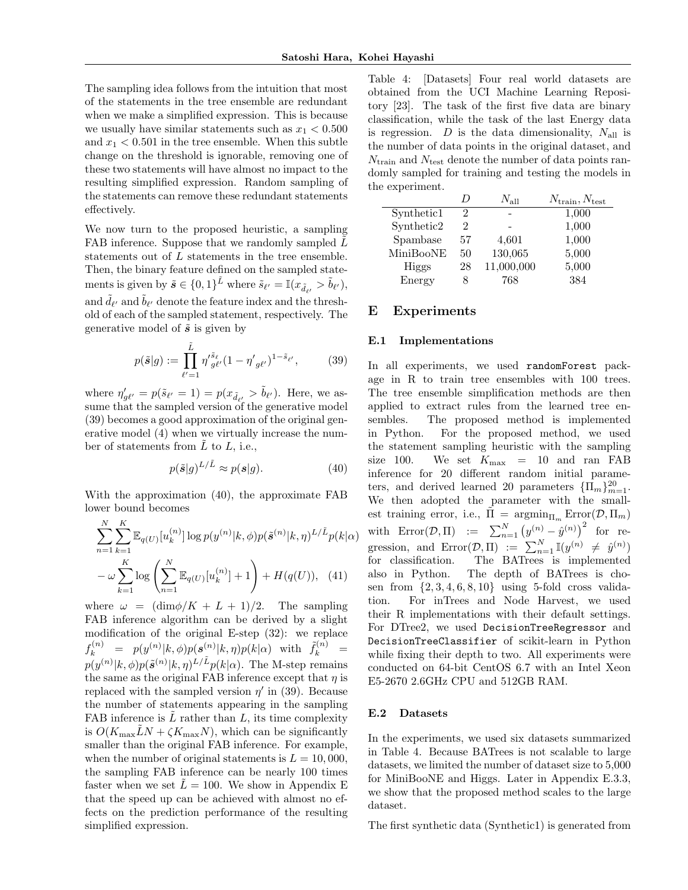The sampling idea follows from the intuition that most of the statements in the tree ensemble are redundant when we make a simplified expression. This is because we usually have similar statements such as $x_1 < 0.500$ and $x_1 < 0.501$ in the tree ensemble. When this subtle change on the threshold is ignorable, removing one of these two statements will have almost no impact to the resulting simplified expression. Random sampling of the statements can remove these redundant statements effectively.

We now turn to the proposed heuristic, a sampling FAB inference. Suppose that we randomly sampled $\tilde{L}$ statements out of $L$ statements in the tree ensemble. Then, the binary feature defined on the sampled statements is given by $\tilde{\boldsymbol{s}} \in \{0,1\}^{\tilde{L}}$ where $\tilde{s}_{\ell'} = \mathbb{I}(x_{\tilde{d}_{\ell'}} > \tilde{b}_{\ell'})$, and $\tilde{d}_{\ell'}$ and $\tilde{b}_{\ell'}$ denote the feature index and the threshold of each of the sampled statement, respectively. The generative model of $\tilde{\boldsymbol{s}}$ is given by

$$p(\tilde{\boldsymbol{s}}|g) := \prod_{\ell'=1}^{\tilde{L}} {\eta'}_{g\ell'}^{\tilde{s}_\ell} (1 - {\eta'}_{g\ell'})^{1-\tilde{s}_{\ell'}}, \tag{39}$$

where $\eta'_{g\ell'} = p(\tilde{s}_{\ell'} = 1) = p(x_{\tilde{d}_{\ell'}} > \tilde{b}_{\ell'})$. Here, we assume that the sampled version of the generative model (39) becomes a good approximation of the original generative model (4) when we virtually increase the number of statements from $\tilde{L}$ to $L$, i.e.,

$$p(\tilde{\boldsymbol{s}}|g)^{L/\tilde{L}} \approx p(\boldsymbol{s}|g). \tag{40}$$

With the approximation (40), the approximate FAB lower bound becomes

$$\sum_{n=1}^{N} \sum_{k=1}^{K} \mathbb{E}_{q(U)}[u_k^{(n)}] \log p(y^{(n)}|k, \phi) p(\tilde{\boldsymbol{s}}^{(n)}|k, \eta)^{L/\tilde{L}} p(k|\alpha) - \omega \sum_{k=1}^{K} \log \left( \sum_{n=1}^{N} \mathbb{E}_{q(U)}[u_k^{(n)}] + 1 \right) + H(q(U)), \tag{41}$$

where $\omega = (\dim\phi/K + L + 1)/2$. The sampling FAB inference algorithm can be derived by a slight modification of the original E-step (32): we replace $f_k^{(n)} = p(y^{(n)}|k, \phi) p(\boldsymbol{s}^{(n)}|k, \eta) p(k|\alpha)$ with $\tilde{f}_k^{(n)} = p(y^{(n)}|k, \phi) p(\tilde{\boldsymbol{s}}^{(n)}|k, \eta)^{L/\tilde{L}} p(k|\alpha)$. The M-step remains the same as the original FAB inference except that $\eta$ is replaced with the sampled version $\eta'$ in (39). Because the number of statements appearing in the sampling FAB inference is $\tilde{L}$ rather than $L$, its time complexity is $O(K_{\max}\tilde{L}N + \zeta K_{\max} N)$, which can be significantly smaller than the original FAB inference. For example, when the number of original statements is $L = 10,000$, the sampling FAB inference can be nearly 100 times faster when we set $\tilde{L} = 100$. We show in Appendix E that the speed up can be achieved with almost no effects on the prediction performance of the resulting simplified expression.

Table 4: [Datasets] Four real world datasets are obtained from the UCI Machine Learning Repository [23]. The task of the first five data are binary classification, while the task of the last Energy data is regression. $D$ is the data dimensionality, $N_{\text{all}}$ is the number of data points in the original dataset, and $N_{\text{train}}$ and $N_{\text{test}}$ denote the number of data points randomly sampled for training and testing the models in the experiment.

| | $D$ | $N_{\text{all}}$ | $N_{\text{train}}, N_{\text{test}}$ |
|---|---|---|---|
| Synthetic1 | 2 | - | 1,000 |
| Synthetic2 | 2 | - | 1,000 |
| Spambase | 57 | 4,601 | 1,000 |
| MiniBooNE | 50 | 130,065 | 5,000 |
| Higgs | 28 | 11,000,000 | 5,000 |
| Energy | 8 | 768 | 384 |

# E Experiments

## E.1 Implementations

In all experiments, we used `randomForest` package in R to train tree ensembles with 100 trees. The tree ensemble simplification methods are then applied to extract rules from the learned tree ensembles. The proposed method is implemented in Python. For the proposed method, we used the statement sampling heuristic with the sampling size 100. We set $K_{\max} = 10$ and ran FAB inference for 20 different random initial parameters, and derived learned 20 parameters $\{\Pi_m\}_{m=1}^{20}$. We then adopted the parameter with the smallest training error, i.e., $\hat{\Pi} = \operatorname{argmin}_{\Pi_m} \text{Error}(\mathcal{D}, \Pi_m)$ with $\text{Error}(\mathcal{D}, \Pi) := \sum_{n=1}^{N} \left(y^{(n)} - \hat{y}^{(n)}\right)^2$ for regression, and $\text{Error}(\mathcal{D}, \Pi) := \sum_{n=1}^{N} \mathbb{I}(y^{(n)} \neq \hat{y}^{(n)})$ for classification. The BATrees is implemented also in Python. The depth of BATrees is chosen from $\{2, 3, 4, 6, 8, 10\}$ using 5-fold cross validation. For inTrees and Node Harvest, we used their R implementations with their default settings. For DTree2, we used `DecisionTreeRegressor` and `DecisionTreeClassifier` of scikit-learn in Python while fixing their depth to two. All experiments were conducted on 64-bit CentOS 6.7 with an Intel Xeon E5-2670 2.6GHz CPU and 512GB RAM.

## E.2 Datasets

In the experiments, we used six datasets summarized in Table 4. Because BATrees is not scalable to large datasets, we limited the number of dataset size to 5,000 for MiniBooNE and Higgs. Later in Appendix E.3.3, we show that the proposed method scales to the large dataset.

The first synthetic data (Synthetic1) is generated from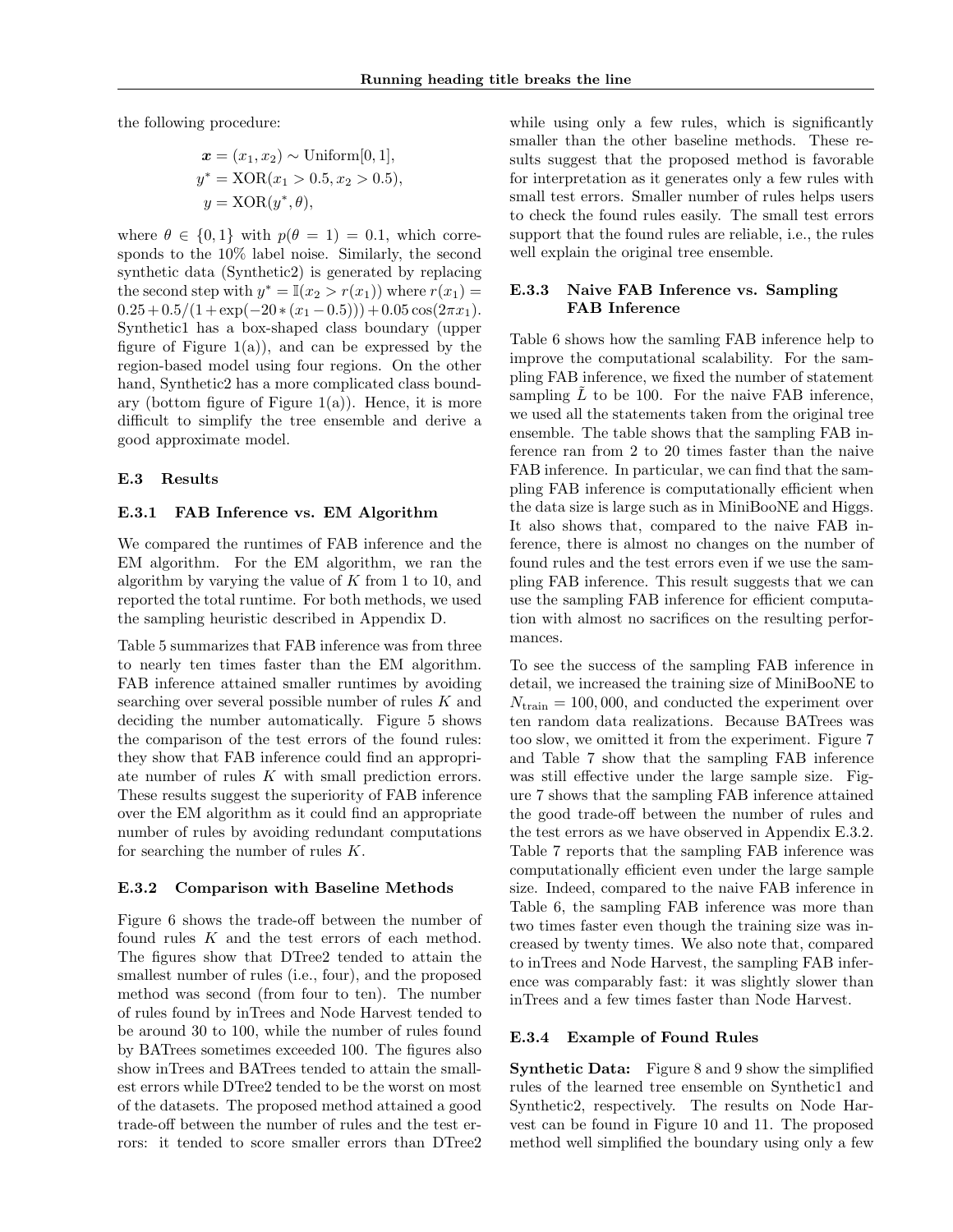the following procedure:

$$\boldsymbol{x} = (x_1, x_2) \sim \text{Uniform}[0,1],$$
$$y^* = \text{XOR}(x_1 > 0.5, x_2 > 0.5),$$
$$y = \text{XOR}(y^*, \theta),$$

where $\theta \in \{0, 1\}$ with $p(\theta = 1) = 0.1$, which corresponds to the 10% label noise. Similarly, the second synthetic data (Synthetic2) is generated by replacing the second step with $y^* = \mathbb{I}(x_2 > r(x_1))$ where $r(x_1) = 0.25 + 0.5/(1 + \exp(-20 * (x_1 - 0.5))) + 0.05\cos(2\pi x_1)$. Synthetic1 has a box-shaped class boundary (upper figure of Figure 1(a)), and can be expressed by the region-based model using four regions. On the other hand, Synthetic2 has a more complicated class boundary (bottom figure of Figure 1(a)). Hence, it is more difficult to simplify the tree ensemble and derive a good approximate model.

### E.3 Results

#### E.3.1 FAB Inference vs. EM Algorithm

We compared the runtimes of FAB inference and the EM algorithm. For the EM algorithm, we ran the algorithm by varying the value of $K$ from 1 to 10, and reported the total runtime. For both methods, we used the sampling heuristic described in Appendix D.

Table 5 summarizes that FAB inference was from three to nearly ten times faster than the EM algorithm. FAB inference attained smaller runtimes by avoiding searching over several possible number of rules $K$ and deciding the number automatically. Figure 5 shows the comparison of the test errors of the found rules: they show that FAB inference could find an appropriate number of rules $K$ with small prediction errors. These results suggest the superiority of FAB inference over the EM algorithm as it could find an appropriate number of rules by avoiding redundant computations for searching the number of rules $K$.

#### E.3.2 Comparison with Baseline Methods

Figure 6 shows the trade-off between the number of found rules $K$ and the test errors of each method. The figures show that DTree2 tended to attain the smallest number of rules (i.e., four), and the proposed method was second (from four to ten). The number of rules found by inTrees and Node Harvest tended to be around 30 to 100, while the number of rules found by BATrees sometimes exceeded 100. The figures also show inTrees and BATrees tended to attain the smallest errors while DTree2 tended to be the worst on most of the datasets. The proposed method attained a good trade-off between the number of rules and the test errors: it tended to score smaller errors than DTree2 while using only a few rules, which is significantly smaller than the other baseline methods. These results suggest that the proposed method is favorable for interpretation as it generates only a few rules with small test errors. Smaller number of rules helps users to check the found rules easily. The small test errors support that the found rules are reliable, i.e., the rules well explain the original tree ensemble.

#### E.3.3 Naive FAB Inference vs. Sampling FAB Inference

Table 6 shows how the samling FAB inference help to improve the computational scalability. For the sampling FAB inference, we fixed the number of statement sampling $\tilde{L}$ to be 100. For the naive FAB inference, we used all the statements taken from the original tree ensemble. The table shows that the sampling FAB inference ran from 2 to 20 times faster than the naive FAB inference. In particular, we can find that the sampling FAB inference is computationally efficient when the data size is large such as in MiniBooNE and Higgs. It also shows that, compared to the naive FAB inference, there is almost no changes on the number of found rules and the test errors even if we use the sampling FAB inference. This result suggests that we can use the sampling FAB inference for efficient computation with almost no sacrifices on the resulting performances.

To see the success of the sampling FAB inference in detail, we increased the training size of MiniBooNE to $N_{\text{train}} = 100,000$, and conducted the experiment over ten random data realizations. Because BATrees was too slow, we omitted it from the experiment. Figure 7 and Table 7 show that the sampling FAB inference was still effective under the large sample size. Figure 7 shows that the sampling FAB inference attained the good trade-off between the number of rules and the test errors as we have observed in Appendix E.3.2. Table 7 reports that the sampling FAB inference was computationally efficient even under the large sample size. Indeed, compared to the naive FAB inference in Table 6, the sampling FAB inference was more than two times faster even though the training size was increased by twenty times. We also note that, compared to inTrees and Node Harvest, the sampling FAB inference was comparably fast: it was slightly slower than inTrees and a few times faster than Node Harvest.

#### E.3.4 Example of Found Rules

**Synthetic Data:** Figure 8 and 9 show the simplified rules of the learned tree ensemble on Synthetic1 and Synthetic2, respectively. The results on Node Harvest can be found in Figure 10 and 11. The proposed method well simplified the boundary using only a few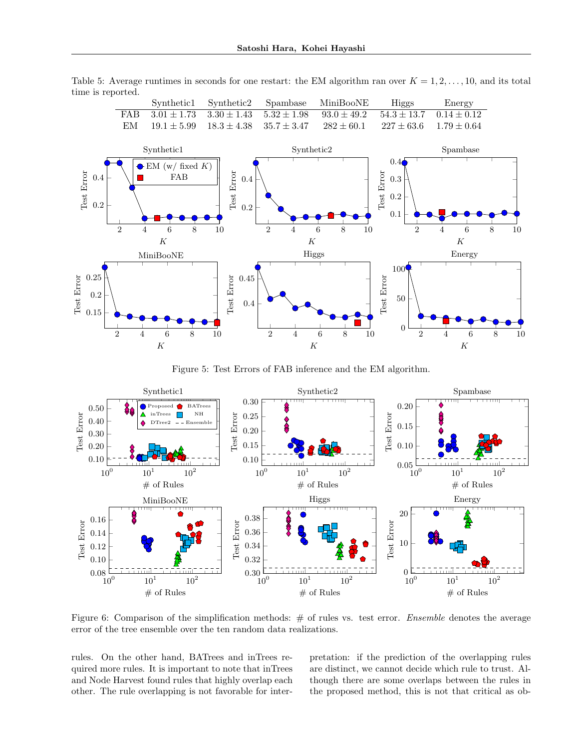Table 5: Average runtimes in seconds for one restart: the EM algorithm ran over $K = 1, 2, \ldots, 10$, and its total time is reported.

| | Synthetic1 | Synthetic2 | Spambase | MiniBooNE | Higgs | Energy |
|---|---|---|---|---|---|---|
| FAB | $3.01 \pm 1.73$ | $3.30 \pm 1.43$ | $5.32 \pm 1.98$ | $93.0 \pm 49.2$ | $54.3 \pm 13.7$ | $0.14 \pm 0.12$ |
| EM | $19.1 \pm 5.99$ | $18.3 \pm 4.38$ | $35.7 \pm 3.47$ | $282 \pm 60.1$ | $227 \pm 63.6$ | $1.79 \pm 0.64$ |

Figure 5: Test Errors of FAB inference and the EM algorithm.

Figure 6: Comparison of the simplification methods: # of rules vs. test error. *Ensemble* denotes the average error of the tree ensemble over the ten random data realizations.

rules. On the other hand, BATrees and inTrees required more rules. It is important to note that inTrees and Node Harvest found rules that highly overlap each other. The rule overlapping is not favorable for interpretation: if the prediction of the overlapping rules are distinct, we cannot decide which rule to trust. Although there are some overlaps between the rules in the proposed method, this is not that critical as ob-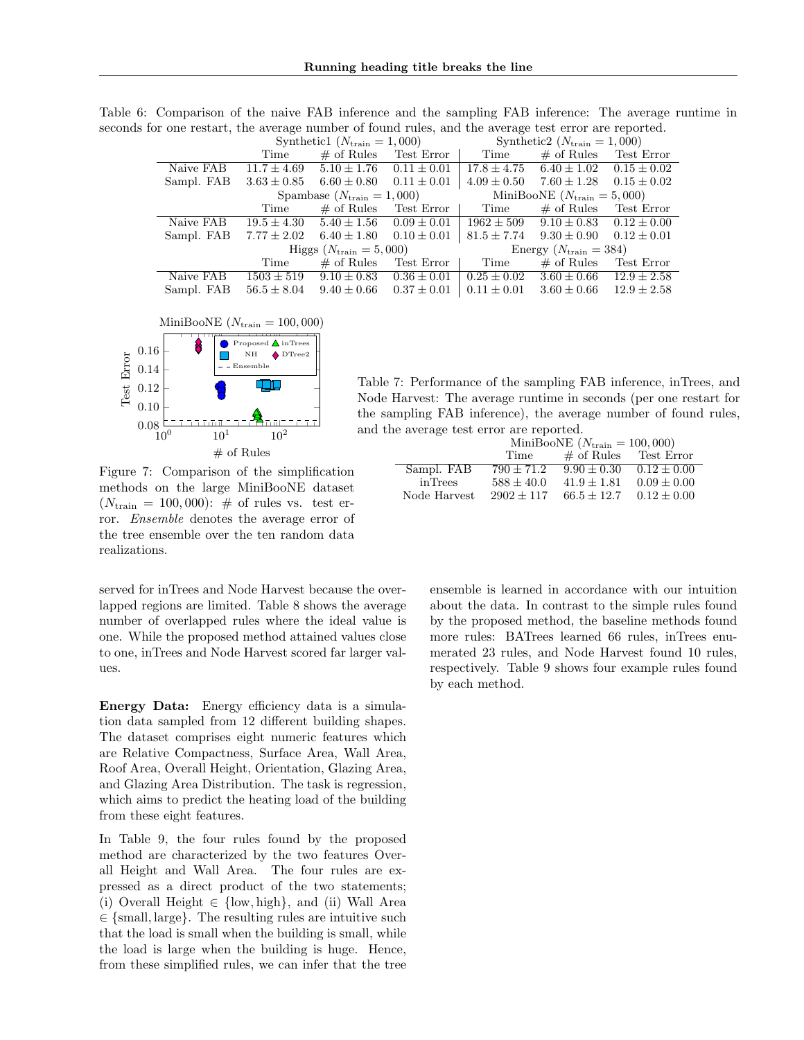Table 6: Comparison of the naive FAB inference and the sampling FAB inference: The average runtime in seconds for one restart, the average number of found rules, and the average test error are reported.

| | Synthetic1 ($N_{\text{train}} = 1,000$) | | | Synthetic2 ($N_{\text{train}} = 1,000$) | | |
|---|---|---|---|---|---|---|
| | Time | # of Rules | Test Error | Time | # of Rules | Test Error |
| Naive FAB | $11.7 \pm 4.69$ | $5.10 \pm 1.76$ | $0.11 \pm 0.01$ | $17.8 \pm 4.75$ | $6.40 \pm 1.02$ | $0.15 \pm 0.02$ |
| Sampl. FAB | $3.63 \pm 0.85$ | $6.60 \pm 0.80$ | $0.11 \pm 0.01$ | $4.09 \pm 0.50$ | $7.60 \pm 1.28$ | $0.15 \pm 0.02$ |
| | Spambase ($N_{\text{train}} = 1,000$) | | | MiniBooNE ($N_{\text{train}} = 5,000$) | | |
| | Time | # of Rules | Test Error | Time | # of Rules | Test Error |
| Naive FAB | $19.5 \pm 4.30$ | $5.40 \pm 1.56$ | $0.09 \pm 0.01$ | $1962 \pm 509$ | $9.10 \pm 0.83$ | $0.12 \pm 0.00$ |
| Sampl. FAB | $7.77 \pm 2.02$ | $6.40 \pm 1.80$ | $0.10 \pm 0.01$ | $81.5 \pm 7.74$ | $9.30 \pm 0.90$ | $0.12 \pm 0.01$ |
| | Higgs ($N_{\text{train}} = 5,000$) | | | Energy ($N_{\text{train}} = 384$) | | |
| | Time | # of Rules | Test Error | Time | # of Rules | Test Error |
| Naive FAB | $1503 \pm 519$ | $9.10 \pm 0.83$ | $0.36 \pm 0.01$ | $0.25 \pm 0.02$ | $3.60 \pm 0.66$ | $12.9 \pm 2.58$ |
| Sampl. FAB | $56.5 \pm 8.04$ | $9.40 \pm 0.66$ | $0.37 \pm 0.01$ | $0.11 \pm 0.01$ | $3.60 \pm 0.66$ | $12.9 \pm 2.58$ |

Figure 7: Comparison of the simplification methods on the large MiniBooNE dataset ($N_{\text{train}} = 100,000$): # of rules vs. test error. *Ensemble* denotes the average error of the tree ensemble over the ten random data realizations.

Table 7: Performance of the sampling FAB inference, inTrees, and Node Harvest: The average runtime in seconds (per one restart for the sampling FAB inference), the average number of found rules, and the average test error are reported.

| | MiniBooNE ($N_{\text{train}} = 100,000$) | | |
|---|---|---|---|
| | Time | # of Rules | Test Error |
| Sampl. FAB | $790 \pm 71.2$ | $9.90 \pm 0.30$ | $0.12 \pm 0.00$ |
| inTrees | $588 \pm 40.0$ | $41.9 \pm 1.81$ | $0.09 \pm 0.00$ |
| Node Harvest | $2902 \pm 117$ | $66.5 \pm 12.7$ | $0.12 \pm 0.00$ |

served for inTrees and Node Harvest because the overlapped regions are limited. Table 8 shows the average number of overlapped rules where the ideal value is one. While the proposed method attained values close to one, inTrees and Node Harvest scored far larger values.

**Energy Data:** Energy efficiency data is a simulation data sampled from 12 different building shapes. The dataset comprises eight numeric features which are Relative Compactness, Surface Area, Wall Area, Roof Area, Overall Height, Orientation, Glazing Area, and Glazing Area Distribution. The task is regression, which aims to predict the heating load of the building from these eight features.

In Table 9, the four rules found by the proposed method are characterized by the two features Overall Height and Wall Area. The four rules are expressed as a direct product of the two statements; (i) Overall Height $\in$ {low, high}, and (ii) Wall Area $\in$ {small, large}. The resulting rules are intuitive such that the load is small when the building is small, while the load is large when the building is huge. Hence, from these simplified rules, we can infer that the tree ensemble is learned in accordance with our intuition about the data. In contrast to the simple rules found by the proposed method, the baseline methods found more rules: BATrees learned 66 rules, inTrees enumerated 23 rules, and Node Harvest found 10 rules, respectively. Table 9 shows four example rules found by each method.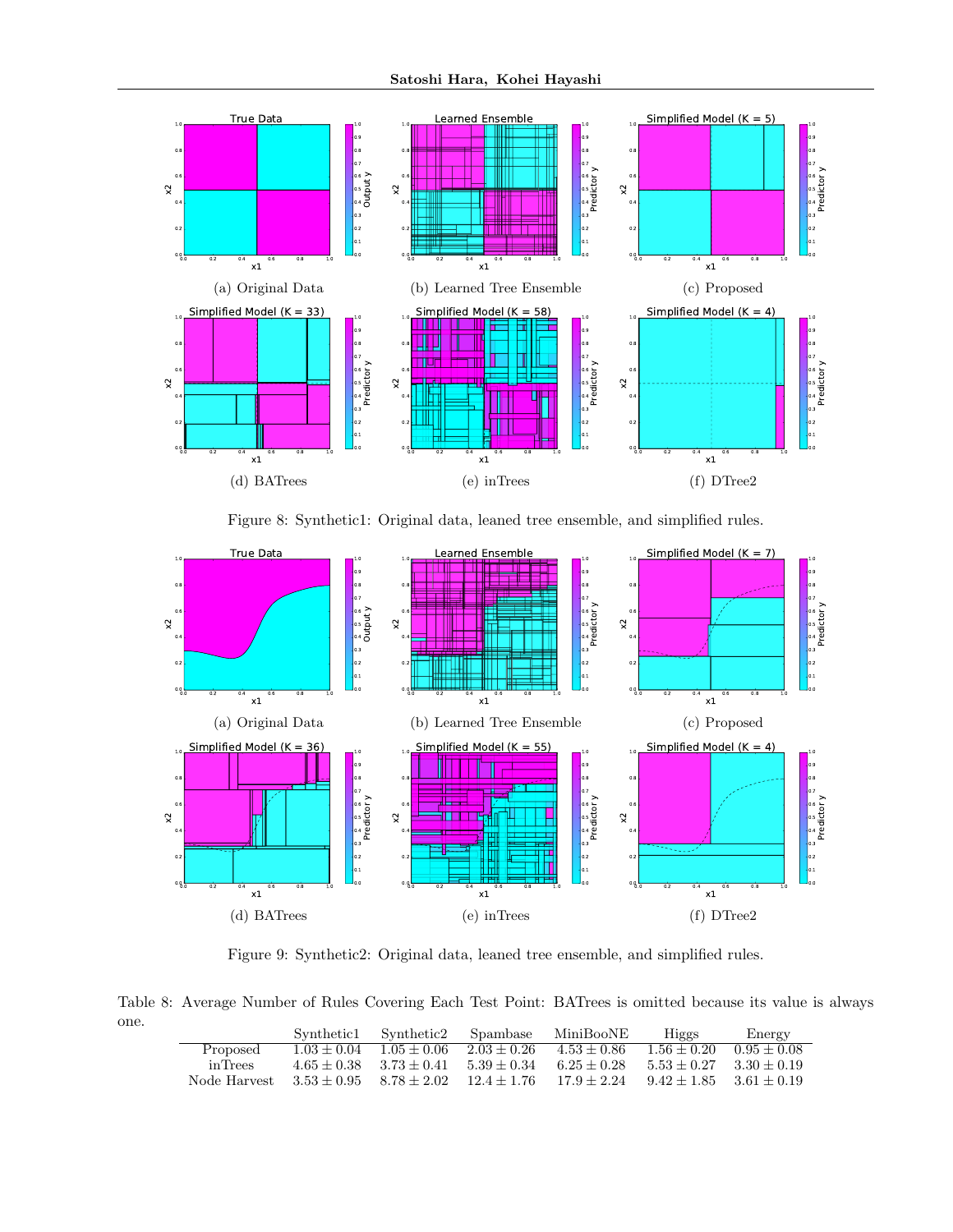(a) Original Data

(b) Learned Tree Ensemble

(c) Proposed

(d) BATrees

(e) inTrees

(f) DTree2

Figure 8: Synthetic1: Original data, leaned tree ensemble, and simplified rules.

(a) Original Data

(b) Learned Tree Ensemble

(c) Proposed

(d) BATrees

(e) inTrees

(f) DTree2

Figure 9: Synthetic2: Original data, leaned tree ensemble, and simplified rules.

Table 8: Average Number of Rules Covering Each Test Point: BATrees is omitted because its value is always one.

| | Synthetic1 | Synthetic2 | Spambase | MiniBooNE | Higgs | Energy |
|---|---|---|---|---|---|---|
| Proposed | $1.03 \pm 0.04$ | $1.05 \pm 0.06$ | $2.03 \pm 0.26$ | $4.53 \pm 0.86$ | $1.56 \pm 0.20$ | $0.95 \pm 0.08$ |
| inTrees | $4.65 \pm 0.38$ | $3.73 \pm 0.41$ | $5.39 \pm 0.34$ | $6.25 \pm 0.28$ | $5.53 \pm 0.27$ | $3.30 \pm 0.19$ |
| Node Harvest | $3.53 \pm 0.95$ | $8.78 \pm 2.02$ | $12.4 \pm 1.76$ | $17.9 \pm 2.24$ | $9.42 \pm 1.85$ | $3.61 \pm 0.19$ |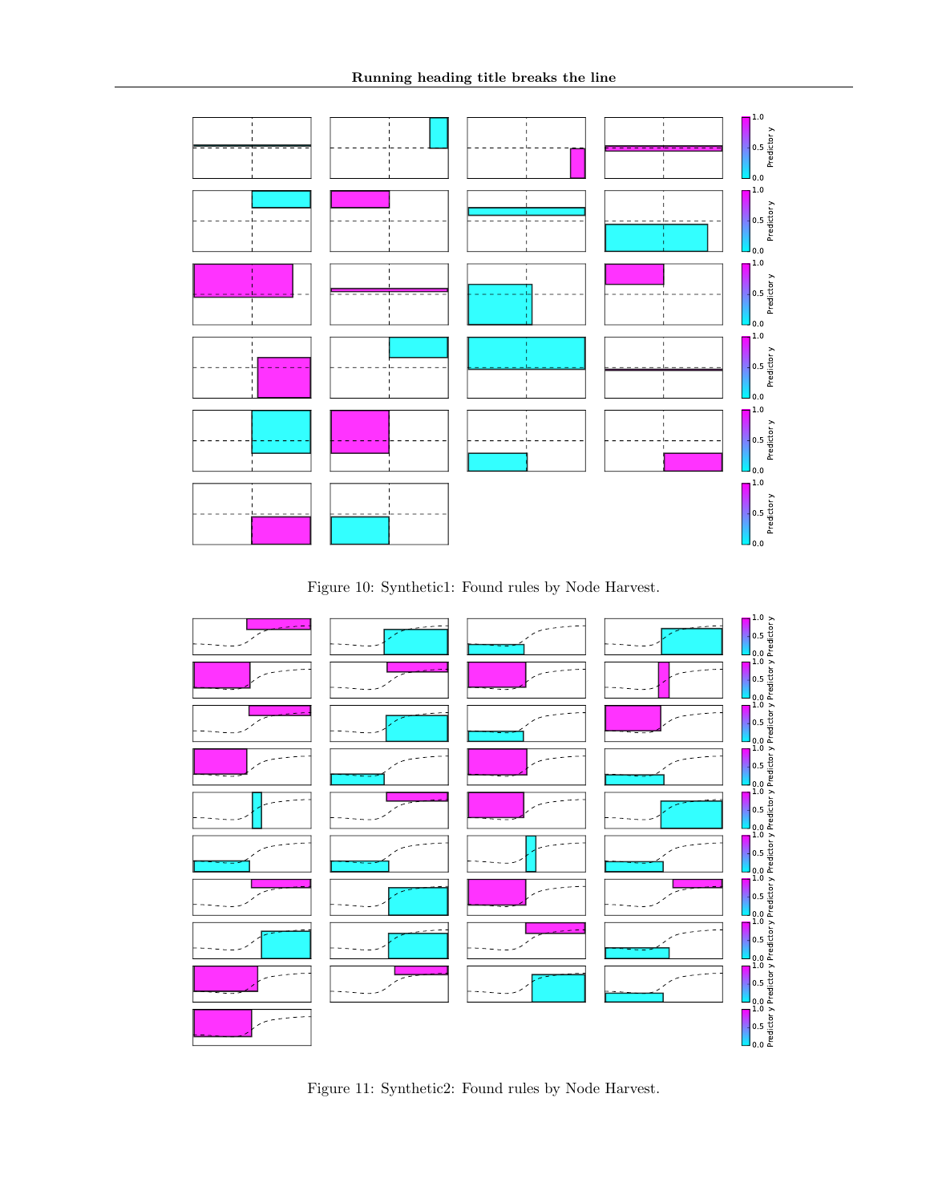Figure 10: Synthetic1: Found rules by Node Harvest.

Figure 11: Synthetic2: Found rules by Node Harvest.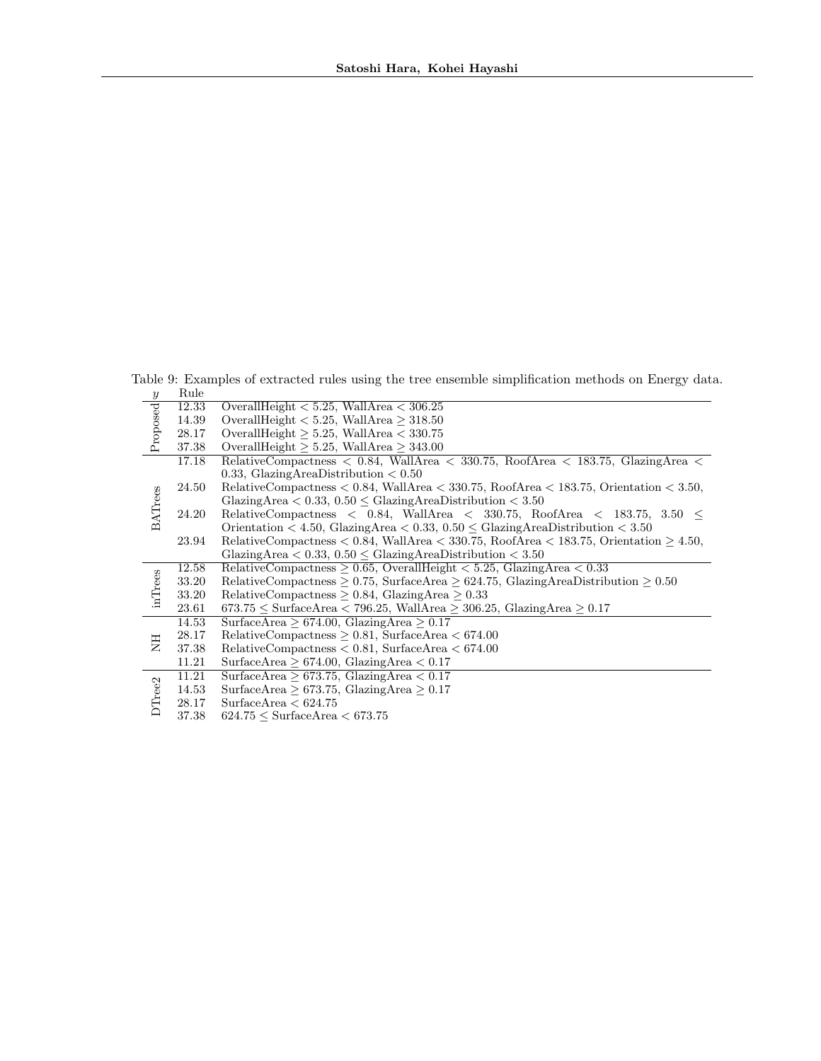Table 9: Examples of extracted rules using the tree ensemble simplification methods on Energy data.

| | $y$ | Rule |
|---|---|---|
| Proposed | 12.33 | OverallHeight $< 5.25$, WallArea $< 306.25$ |
| | 14.39 | OverallHeight $< 5.25$, WallArea $\geq 318.50$ |
| | 28.17 | OverallHeight $\geq 5.25$, WallArea $< 330.75$ |
| | 37.38 | OverallHeight $\geq 5.25$, WallArea $\geq 343.00$ |
| BATrees | 17.18 | RelativeCompactness $< 0.84$, WallArea $< 330.75$, RoofArea $< 183.75$, GlazingArea $< 0.33$, GlazingAreaDistribution $< 0.50$ |
| | 24.50 | RelativeCompactness $< 0.84$, WallArea $< 330.75$, RoofArea $< 183.75$, Orientation $< 3.50$, GlazingArea $< 0.33$, $0.50 \leq$ GlazingAreaDistribution $< 3.50$ |
| | 24.20 | RelativeCompactness $< 0.84$, WallArea $< 330.75$, RoofArea $< 183.75$, $3.50 \leq$ Orientation $< 4.50$, GlazingArea $< 0.33$, $0.50 \leq$ GlazingAreaDistribution $< 3.50$ |
| | 23.94 | RelativeCompactness $< 0.84$, WallArea $< 330.75$, RoofArea $< 183.75$, Orientation $\geq 4.50$, GlazingArea $< 0.33$, $0.50 \leq$ GlazingAreaDistribution $< 3.50$ |
| inTrees | 12.58 | RelativeCompactness $\geq 0.65$, OverallHeight $< 5.25$, GlazingArea $< 0.33$ |
| | 33.20 | RelativeCompactness $\geq 0.75$, SurfaceArea $\geq 624.75$, GlazingAreaDistribution $\geq 0.50$ |
| | 33.20 | RelativeCompactness $\geq 0.84$, GlazingArea $\geq 0.33$ |
| | 23.61 | $673.75 \leq$ SurfaceArea $< 796.25$, WallArea $\geq 306.25$, GlazingArea $\geq 0.17$ |
| NH | 14.53 | SurfaceArea $\geq 674.00$, GlazingArea $\geq 0.17$ |
| | 28.17 | RelativeCompactness $\geq 0.81$, SurfaceArea $< 674.00$ |
| | 37.38 | RelativeCompactness $< 0.81$, SurfaceArea $< 674.00$ |
| | 11.21 | SurfaceArea $\geq 674.00$, GlazingArea $< 0.17$ |
| DTree2 | 11.21 | SurfaceArea $\geq 673.75$, GlazingArea $< 0.17$ |
| | 14.53 | SurfaceArea $\geq 673.75$, GlazingArea $\geq 0.17$ |
| | 28.17 | SurfaceArea $< 624.75$ |
| | 37.38 | $624.75 \leq$ SurfaceArea $< 673.75$ |